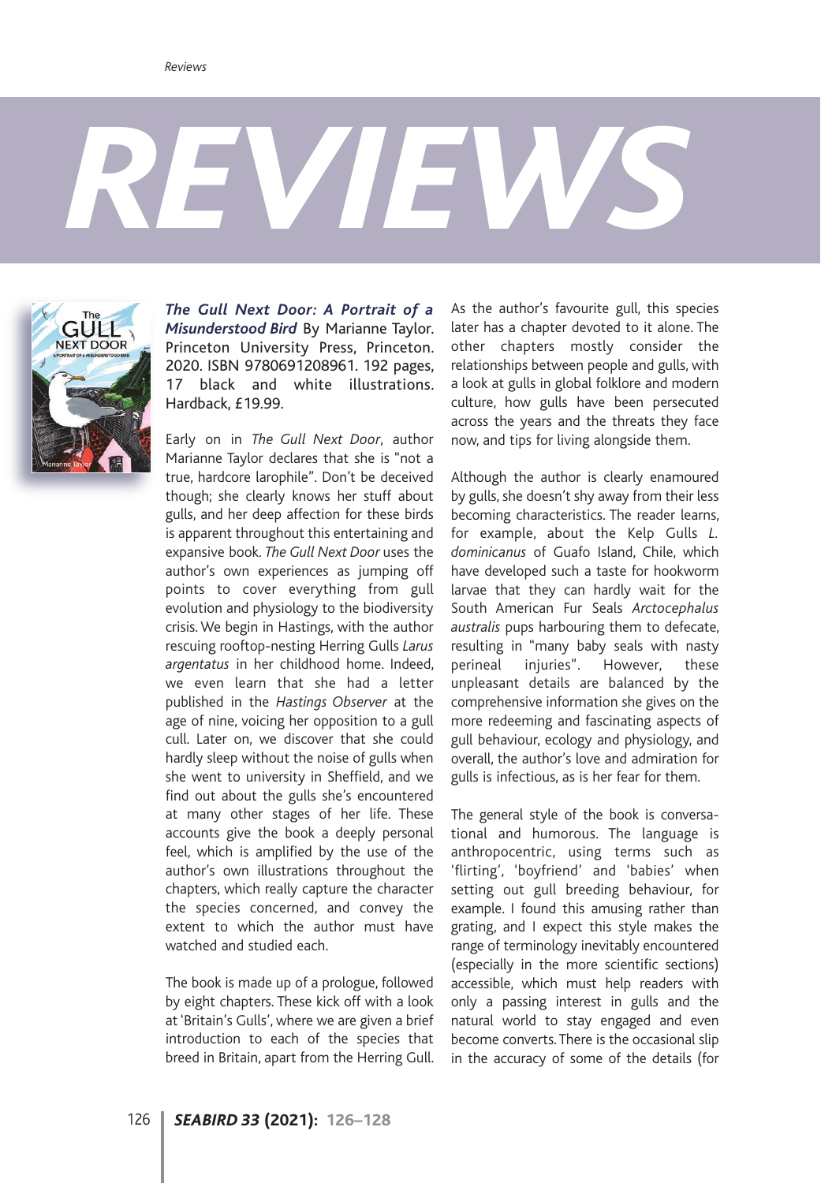# REVIEWS

***The Gull Next Door: A Portrait of a Misunderstood Bird*** By Marianne Taylor. Princeton University Press, Princeton. 2020. ISBN 9780691208961. 192 pages, 17 black and white illustrations. Hardback, £19.99.

Early on in *The Gull Next Door*, author Marianne Taylor declares that she is "not a true, hardcore larophile". Don't be deceived though; she clearly knows her stuff about gulls, and her deep affection for these birds is apparent throughout this entertaining and expansive book. *The Gull Next Door* uses the author's own experiences as jumping off points to cover everything from gull evolution and physiology to the biodiversity crisis. We begin in Hastings, with the author rescuing rooftop-nesting Herring Gulls *Larus argentatus* in her childhood home. Indeed, we even learn that she had a letter published in the *Hastings Observer* at the age of nine, voicing her opposition to a gull cull. Later on, we discover that she could hardly sleep without the noise of gulls when she went to university in Sheffield, and we find out about the gulls she's encountered at many other stages of her life. These accounts give the book a deeply personal feel, which is amplified by the use of the author's own illustrations throughout the chapters, which really capture the character the species concerned, and convey the extent to which the author must have watched and studied each.

The book is made up of a prologue, followed by eight chapters. These kick off with a look at 'Britain's Gulls', where we are given a brief introduction to each of the species that breed in Britain, apart from the Herring Gull. As the author's favourite gull, this species later has a chapter devoted to it alone. The other chapters mostly consider the relationships between people and gulls, with a look at gulls in global folklore and modern culture, how gulls have been persecuted across the years and the threats they face now, and tips for living alongside them.

Although the author is clearly enamoured by gulls, she doesn't shy away from their less becoming characteristics. The reader learns, for example, about the Kelp Gulls *L. dominicanus* of Guafo Island, Chile, which have developed such a taste for hookworm larvae that they can hardly wait for the South American Fur Seals *Arctocephalus australis* pups harbouring them to defecate, resulting in "many baby seals with nasty perineal injuries". However, these unpleasant details are balanced by the comprehensive information she gives on the more redeeming and fascinating aspects of gull behaviour, ecology and physiology, and overall, the author's love and admiration for gulls is infectious, as is her fear for them.

The general style of the book is conversational and humorous. The language is anthropocentric, using terms such as 'flirting', 'boyfriend' and 'babies' when setting out gull breeding behaviour, for example. I found this amusing rather than grating, and I expect this style makes the range of terminology inevitably encountered (especially in the more scientific sections) accessible, which must help readers with only a passing interest in gulls and the natural world to stay engaged and even become converts. There is the occasional slip in the accuracy of some of the details (for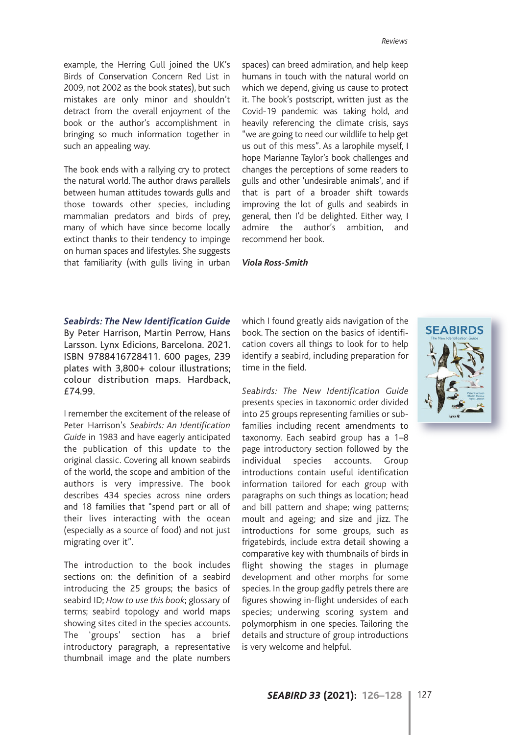example, the Herring Gull joined the UK's Birds of Conservation Concern Red List in 2009, not 2002 as the book states), but such mistakes are only minor and shouldn't detract from the overall enjoyment of the book or the author's accomplishment in bringing so much information together in such an appealing way.

The book ends with a rallying cry to protect the natural world. The author draws parallels between human attitudes towards gulls and those towards other species, including mammalian predators and birds of prey, many of which have since become locally extinct thanks to their tendency to impinge on human spaces and lifestyles. She suggests that familiarity (with gulls living in urban spaces) can breed admiration, and help keep humans in touch with the natural world on which we depend, giving us cause to protect it. The book's postscript, written just as the Covid-19 pandemic was taking hold, and heavily referencing the climate crisis, says "we are going to need our wildlife to help get us out of this mess". As a larophile myself, I hope Marianne Taylor's book challenges and changes the perceptions of some readers to gulls and other 'undesirable animals', and if that is part of a broader shift towards improving the lot of gulls and seabirds in general, then I'd be delighted. Either way, I admire the author's ambition, and recommend her book.

***Viola Ross-Smith***

***Seabirds: The New Identification Guide***
By Peter Harrison, Martin Perrow, Hans Larsson. Lynx Edicions, Barcelona. 2021. ISBN 9788416728411. 600 pages, 239 plates with 3,800+ colour illustrations; colour distribution maps. Hardback, £74.99.

I remember the excitement of the release of Peter Harrison's *Seabirds: An Identification Guide* in 1983 and have eagerly anticipated the publication of this update to the original classic. Covering all known seabirds of the world, the scope and ambition of the authors is very impressive. The book describes 434 species across nine orders and 18 families that "spend part or all of their lives interacting with the ocean (especially as a source of food) and not just migrating over it".

The introduction to the book includes sections on: the definition of a seabird introducing the 25 groups; the basics of seabird ID; *How to use this book*; glossary of terms; seabird topology and world maps showing sites cited in the species accounts. The 'groups' section has a brief introductory paragraph, a representative thumbnail image and the plate numbers which I found greatly aids navigation of the book. The section on the basics of identification covers all things to look for to help identify a seabird, including preparation for time in the field.

*Seabirds: The New Identification Guide* presents species in taxonomic order divided into 25 groups representing families or sub-families including recent amendments to taxonomy. Each seabird group has a 1–8 page introductory section followed by the individual species accounts. Group introductions contain useful identification information tailored for each group with paragraphs on such things as location; head and bill pattern and shape; wing patterns; moult and ageing; and size and jizz. The introductions for some groups, such as frigatebirds, include extra detail showing a comparative key with thumbnails of birds in flight showing the stages in plumage development and other morphs for some species. In the group gadfly petrels there are figures showing in-flight undersides of each species; underwing scoring system and polymorphism in one species. Tailoring the details and structure of group introductions is very welcome and helpful.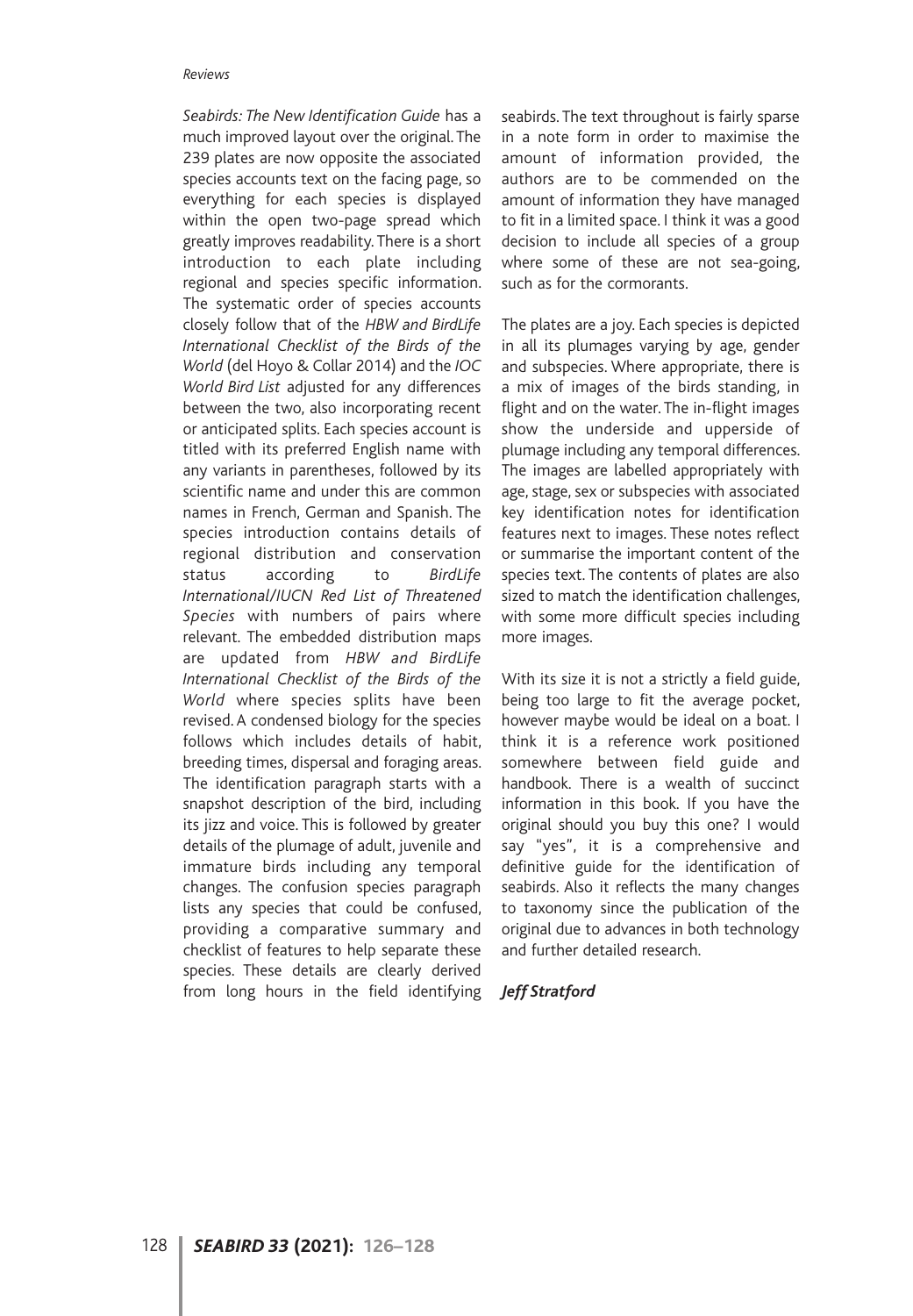*Seabirds: The New Identification Guide* has a much improved layout over the original. The 239 plates are now opposite the associated species accounts text on the facing page, so everything for each species is displayed within the open two-page spread which greatly improves readability. There is a short introduction to each plate including regional and species specific information. The systematic order of species accounts closely follow that of the *HBW and BirdLife International Checklist of the Birds of the World* (del Hoyo & Collar 2014) and the *IOC World Bird List* adjusted for any differences between the two, also incorporating recent or anticipated splits. Each species account is titled with its preferred English name with any variants in parentheses, followed by its scientific name and under this are common names in French, German and Spanish. The species introduction contains details of regional distribution and conservation status according to *BirdLife International/IUCN Red List of Threatened Species* with numbers of pairs where relevant. The embedded distribution maps are updated from *HBW and BirdLife International Checklist of the Birds of the World* where species splits have been revised. A condensed biology for the species follows which includes details of habit, breeding times, dispersal and foraging areas. The identification paragraph starts with a snapshot description of the bird, including its jizz and voice. This is followed by greater details of the plumage of adult, juvenile and immature birds including any temporal changes. The confusion species paragraph lists any species that could be confused, providing a comparative summary and checklist of features to help separate these species. These details are clearly derived from long hours in the field identifying seabirds. The text throughout is fairly sparse in a note form in order to maximise the amount of information provided, the authors are to be commended on the amount of information they have managed to fit in a limited space. I think it was a good decision to include all species of a group where some of these are not sea-going, such as for the cormorants.

The plates are a joy. Each species is depicted in all its plumages varying by age, gender and subspecies. Where appropriate, there is a mix of images of the birds standing, in flight and on the water. The in-flight images show the underside and upperside of plumage including any temporal differences. The images are labelled appropriately with age, stage, sex or subspecies with associated key identification notes for identification features next to images. These notes reflect or summarise the important content of the species text. The contents of plates are also sized to match the identification challenges, with some more difficult species including more images.

With its size it is not a strictly a field guide, being too large to fit the average pocket, however maybe would be ideal on a boat. I think it is a reference work positioned somewhere between field guide and handbook. There is a wealth of succinct information in this book. If you have the original should you buy this one? I would say "yes", it is a comprehensive and definitive guide for the identification of seabirds. Also it reflects the many changes to taxonomy since the publication of the original due to advances in both technology and further detailed research.

***Jeff Stratford***